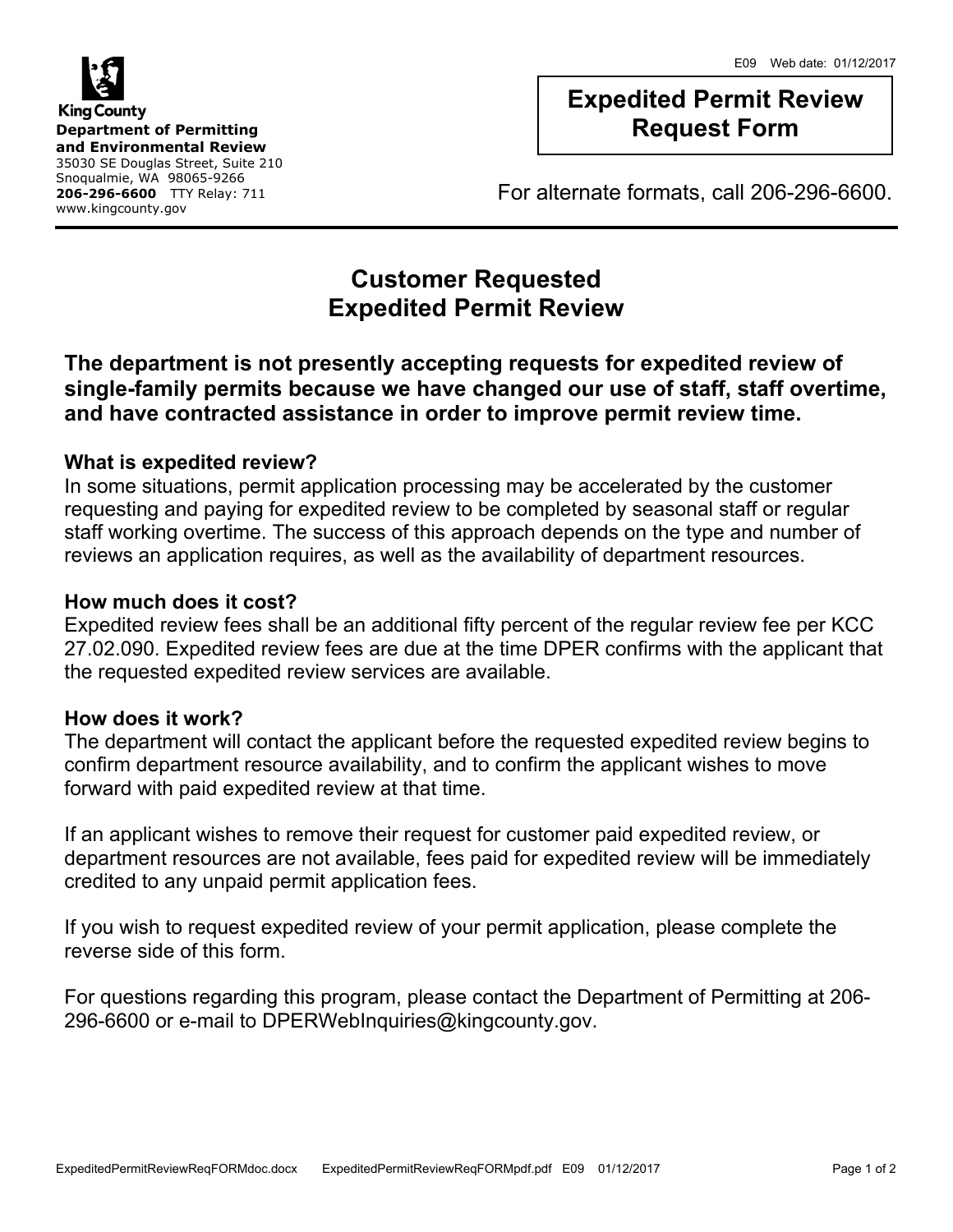King County
**Department of Permitting and Environmental Review**
35030 SE Douglas Street, Suite 210
Snoqualmie, WA 98065-9266
**206-296-6600** TTY Relay: 711
www.kingcounty.gov

E09 Web date: 01/12/2017

# Expedited Permit Review Request Form

For alternate formats, call 206-296-6600.

## Customer Requested Expedited Permit Review

**The department is not presently accepting requests for expedited review of single-family permits because we have changed our use of staff, staff overtime, and have contracted assistance in order to improve permit review time.**

### What is expedited review?

In some situations, permit application processing may be accelerated by the customer requesting and paying for expedited review to be completed by seasonal staff or regular staff working overtime. The success of this approach depends on the type and number of reviews an application requires, as well as the availability of department resources.

### How much does it cost?

Expedited review fees shall be an additional fifty percent of the regular review fee per KCC 27.02.090. Expedited review fees are due at the time DPER confirms with the applicant that the requested expedited review services are available.

### How does it work?

The department will contact the applicant before the requested expedited review begins to confirm department resource availability, and to confirm the applicant wishes to move forward with paid expedited review at that time.

If an applicant wishes to remove their request for customer paid expedited review, or department resources are not available, fees paid for expedited review will be immediately credited to any unpaid permit application fees.

If you wish to request expedited review of your permit application, please complete the reverse side of this form.

For questions regarding this program, please contact the Department of Permitting at 206-296-6600 or e-mail to DPERWebInquiries@kingcounty.gov.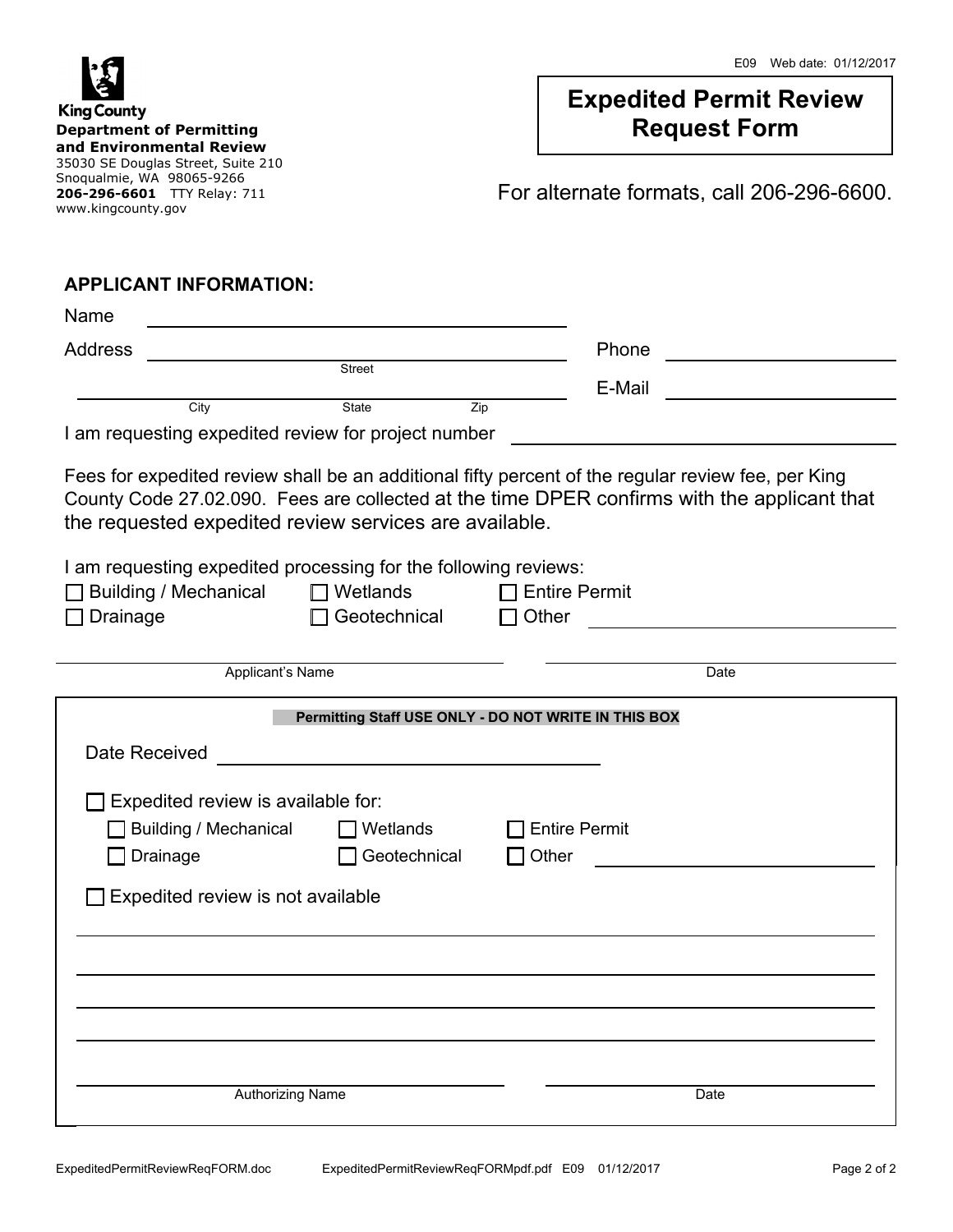King County
**Department of Permitting and Environmental Review**
35030 SE Douglas Street, Suite 210
Snoqualmie, WA 98065-9266
**206-296-6601** TTY Relay: 711
www.kingcounty.gov

E09 Web date: 01/12/2017

# Expedited Permit Review Request Form

For alternate formats, call 206-296-6600.

**APPLICANT INFORMATION:**

Name ______________________________

Address ______________________________ Phone ______________________
Street

______________________________ E-Mail ______________________
City State Zip

I am requesting expedited review for project number ______________________

Fees for expedited review shall be an additional fifty percent of the regular review fee, per King County Code 27.02.090. Fees are collected at the time DPER confirms with the applicant that the requested expedited review services are available.

I am requesting expedited processing for the following reviews:

☐ Building / Mechanical ☐ Wetlands ☐ Entire Permit
☐ Drainage ☐ Geotechnical ☐ Other ______________________

______________________________ ______________________
Applicant's Name Date

**Permitting Staff USE ONLY - DO NOT WRITE IN THIS BOX**

Date Received ______________________

☐ Expedited review is available for:

☐ Building / Mechanical ☐ Wetlands ☐ Entire Permit
☐ Drainage ☐ Geotechnical ☐ Other ______________________

☐ Expedited review is not available

______________________________

______________________________

______________________________

______________________________

______________________________ ______________________
Authorizing Name Date

ExpeditedPermitReviewReqFORM.doc ExpeditedPermitReviewReqFORMpdf.pdf E09 01/12/2017